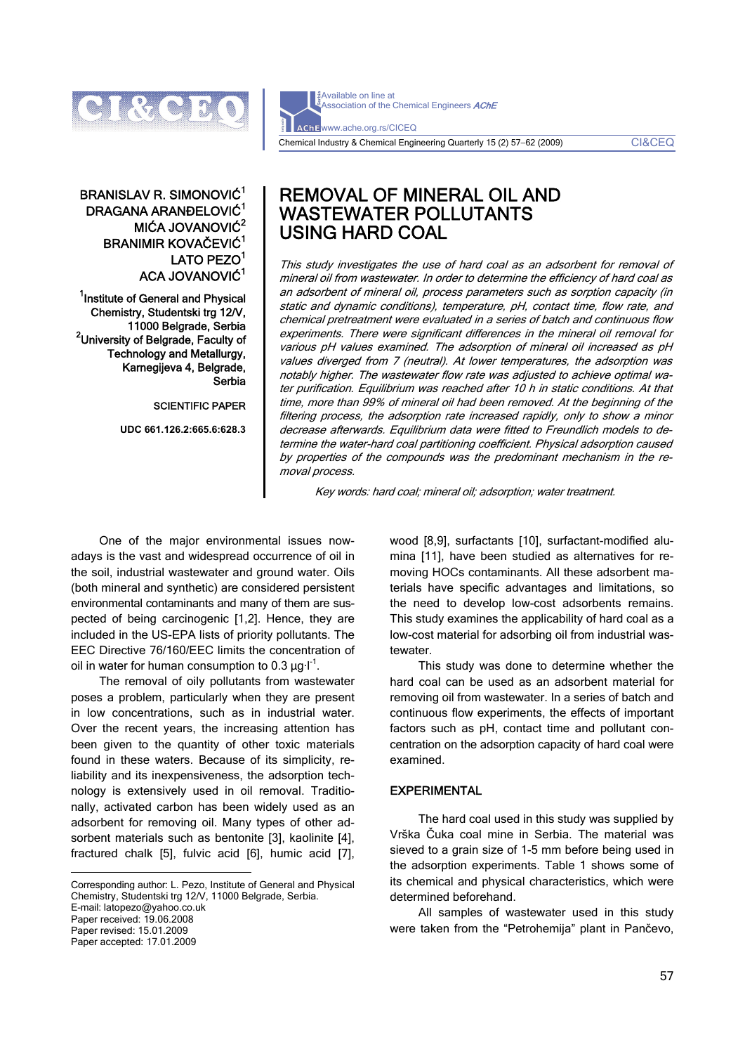BRANISLAV R. SIMONOVIĆ[1]
DRAGANA ARANĐELOVIĆ[1]
MIĆA JOVANOVIĆ[2]
BRANIMIR KOVAČEVIĆ[1]
LATO PEZO[1]
ACA JOVANOVIĆ[1]

[1]Institute of General and Physical Chemistry, Studentski trg 12/V, 11000 Belgrade, Serbia
[2]University of Belgrade, Faculty of Technology and Metallurgy, Karnegijeva 4, Belgrade, Serbia

SCIENTIFIC PAPER

UDC 661.126.2:665.6:628.3

# REMOVAL OF MINERAL OIL AND WASTEWATER POLLUTANTS USING HARD COAL

*This study investigates the use of hard coal as an adsorbent for removal of mineral oil from wastewater. In order to determine the efficiency of hard coal as an adsorbent of mineral oil, process parameters such as sorption capacity (in static and dynamic conditions), temperature, pH, contact time, flow rate, and chemical pretreatment were evaluated in a series of batch and continuous flow experiments. There were significant differences in the mineral oil removal for various pH values examined. The adsorption of mineral oil increased as pH values diverged from 7 (neutral). At lower temperatures, the adsorption was notably higher. The wastewater flow rate was adjusted to achieve optimal water purification. Equilibrium was reached after 10 h in static conditions. At that time, more than 99% of mineral oil had been removed. At the beginning of the filtering process, the adsorption rate increased rapidly, only to show a minor decrease afterwards. Equilibrium data were fitted to Freundlich models to determine the water-hard coal partitioning coefficient. Physical adsorption caused by properties of the compounds was the predominant mechanism in the removal process.*

*Key words: hard coal; mineral oil; adsorption; water treatment.*

One of the major environmental issues nowadays is the vast and widespread occurrence of oil in the soil, industrial wastewater and ground water. Oils (both mineral and synthetic) are considered persistent environmental contaminants and many of them are suspected of being carcinogenic [1,2]. Hence, they are included in the US-EPA lists of priority pollutants. The EEC Directive 76/160/EEC limits the concentration of oil in water for human consumption to 0.3 $\mu g \cdot l^{-1}$.

The removal of oily pollutants from wastewater poses a problem, particularly when they are present in low concentrations, such as in industrial water. Over the recent years, the increasing attention has been given to the quantity of other toxic materials found in these waters. Because of its simplicity, reliability and its inexpensiveness, the adsorption technology is extensively used in oil removal. Traditionally, activated carbon has been widely used as an adsorbent for removing oil. Many types of other adsorbent materials such as bentonite [3], kaolinite [4], fractured chalk [5], fulvic acid [6], humic acid [7], wood [8,9], surfactants [10], surfactant-modified alumina [11], have been studied as alternatives for removing HOCs contaminants. All these adsorbent materials have specific advantages and limitations, so the need to develop low-cost adsorbents remains. This study examines the applicability of hard coal as a low-cost material for adsorbing oil from industrial wastewater.

This study was done to determine whether the hard coal can be used as an adsorbent material for removing oil from wastewater. In a series of batch and continuous flow experiments, the effects of important factors such as pH, contact time and pollutant concentration on the adsorption capacity of hard coal were examined.

## EXPERIMENTAL

The hard coal used in this study was supplied by Vrška Čuka coal mine in Serbia. The material was sieved to a grain size of 1-5 mm before being used in the adsorption experiments. Table 1 shows some of its chemical and physical characteristics, which were determined beforehand.

All samples of wastewater used in this study were taken from the "Petrohemija" plant in Pančevo,

Corresponding author: L. Pezo, Institute of General and Physical Chemistry, Studentski trg 12/V, 11000 Belgrade, Serbia.
E-mail: latopezo@yahoo.co.uk
Paper received: 19.06.2008
Paper revised: 15.01.2009
Paper accepted: 17.01.2009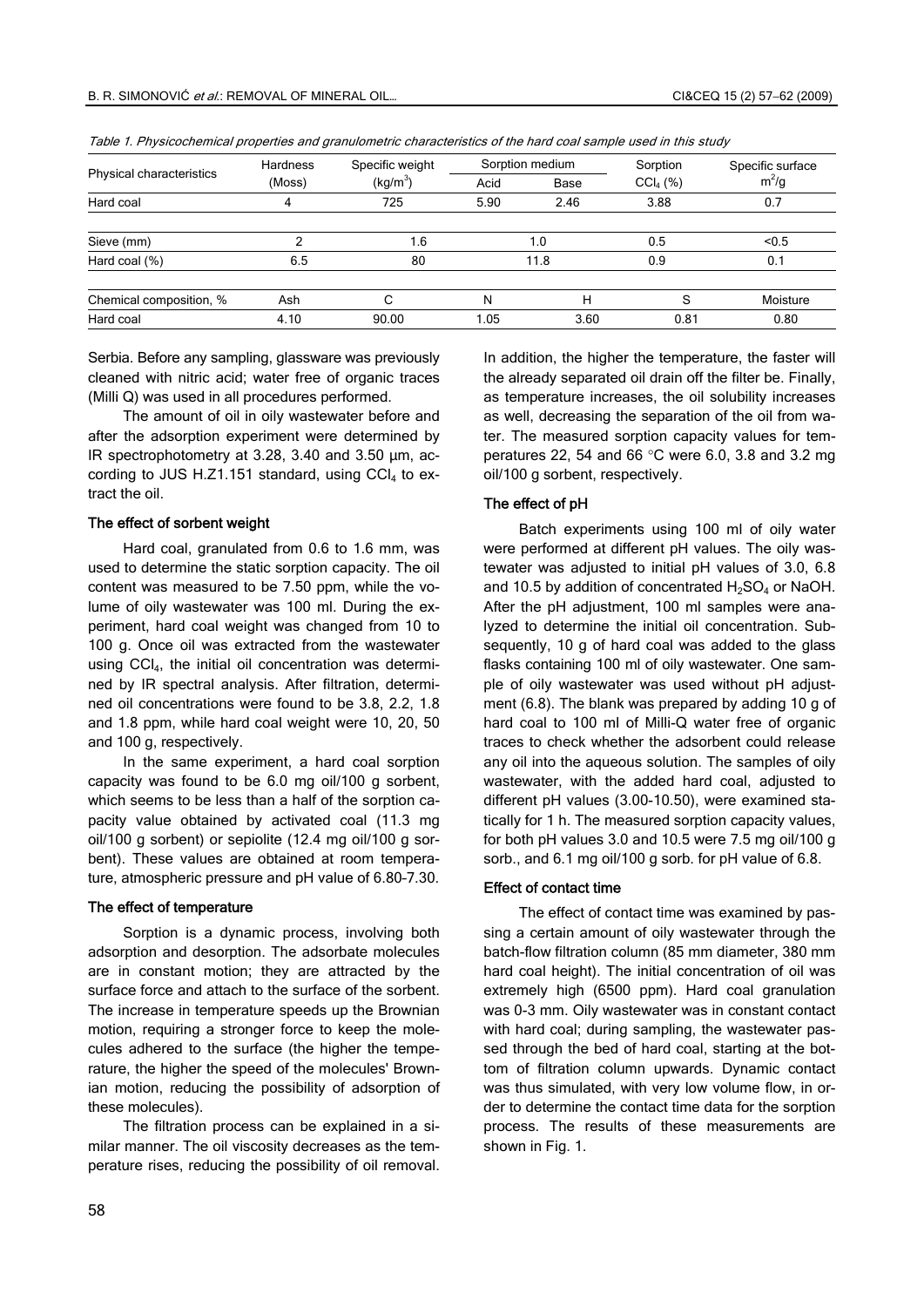*Table 1. Physicochemical properties and granulometric characteristics of the hard coal sample used in this study*

| Physical characteristics | Hardness (Moss) | Specific weight ($kg/m^3$) | Sorption medium | | Sorption $CCl_4$ (%) | Specific surface $m^2/g$ |
|---|---|---|---|---|---|---|
| | | | Acid | Base | | |
| Hard coal | 4 | 725 | 5.90 | 2.46 | 3.88 | 0.7 |
| Sieve (mm) | 2 | 1.6 | 1.0 | | 0.5 | <0.5 |
| Hard coal (%) | 6.5 | 80 | 11.8 | | 0.9 | 0.1 |
| Chemical composition, % | Ash | C | N | H | S | Moisture |
| Hard coal | 4.10 | 90.00 | 1.05 | 3.60 | 0.81 | 0.80 |

Serbia. Before any sampling, glassware was previously cleaned with nitric acid; water free of organic traces (Milli Q) was used in all procedures performed.

The amount of oil in oily wastewater before and after the adsorption experiment were determined by IR spectrophotometry at 3.28, 3.40 and 3.50 µm, according to JUS H.Z1.151 standard, using $CCl_4$ to extract the oil.

### The effect of sorbent weight

Hard coal, granulated from 0.6 to 1.6 mm, was used to determine the static sorption capacity. The oil content was measured to be 7.50 ppm, while the volume of oily wastewater was 100 ml. During the experiment, hard coal weight was changed from 10 to 100 g. Once oil was extracted from the wastewater using $CCl_4$, the initial oil concentration was determined by IR spectral analysis. After filtration, determined oil concentrations were found to be 3.8, 2.2, 1.8 and 1.8 ppm, while hard coal weight were 10, 20, 50 and 100 g, respectively.

In the same experiment, a hard coal sorption capacity was found to be 6.0 mg oil/100 g sorbent, which seems to be less than a half of the sorption capacity value obtained by activated coal (11.3 mg oil/100 g sorbent) or sepiolite (12.4 mg oil/100 g sorbent). These values are obtained at room temperature, atmospheric pressure and pH value of 6.80-7.30.

### The effect of temperature

Sorption is a dynamic process, involving both adsorption and desorption. The adsorbate molecules are in constant motion; they are attracted by the surface force and attach to the surface of the sorbent. The increase in temperature speeds up the Brownian motion, requiring a stronger force to keep the molecules adhered to the surface (the higher the temperature, the higher the speed of the molecules' Brownian motion, reducing the possibility of adsorption of these molecules).

The filtration process can be explained in a similar manner. The oil viscosity decreases as the temperature rises, reducing the possibility of oil removal. In addition, the higher the temperature, the faster will the already separated oil drain off the filter be. Finally, as temperature increases, the oil solubility increases as well, decreasing the separation of the oil from water. The measured sorption capacity values for temperatures 22, 54 and 66 °C were 6.0, 3.8 and 3.2 mg oil/100 g sorbent, respectively.

### The effect of pH

Batch experiments using 100 ml of oily water were performed at different pH values. The oily wastewater was adjusted to initial pH values of 3.0, 6.8 and 10.5 by addition of concentrated $H_2SO_4$ or NaOH. After the pH adjustment, 100 ml samples were analyzed to determine the initial oil concentration. Subsequently, 10 g of hard coal was added to the glass flasks containing 100 ml of oily wastewater. One sample of oily wastewater was used without pH adjustment (6.8). The blank was prepared by adding 10 g of hard coal to 100 ml of Milli-Q water free of organic traces to check whether the adsorbent could release any oil into the aqueous solution. The samples of oily wastewater, with the added hard coal, adjusted to different pH values (3.00-10.50), were examined statically for 1 h. The measured sorption capacity values, for both pH values 3.0 and 10.5 were 7.5 mg oil/100 g sorb., and 6.1 mg oil/100 g sorb. for pH value of 6.8.

### Effect of contact time

The effect of contact time was examined by passing a certain amount of oily wastewater through the batch-flow filtration column (85 mm diameter, 380 mm hard coal height). The initial concentration of oil was extremely high (6500 ppm). Hard coal granulation was 0-3 mm. Oily wastewater was in constant contact with hard coal; during sampling, the wastewater passed through the bed of hard coal, starting at the bottom of filtration column upwards. Dynamic contact was thus simulated, with very low volume flow, in order to determine the contact time data for the sorption process. The results of these measurements are shown in Fig. 1.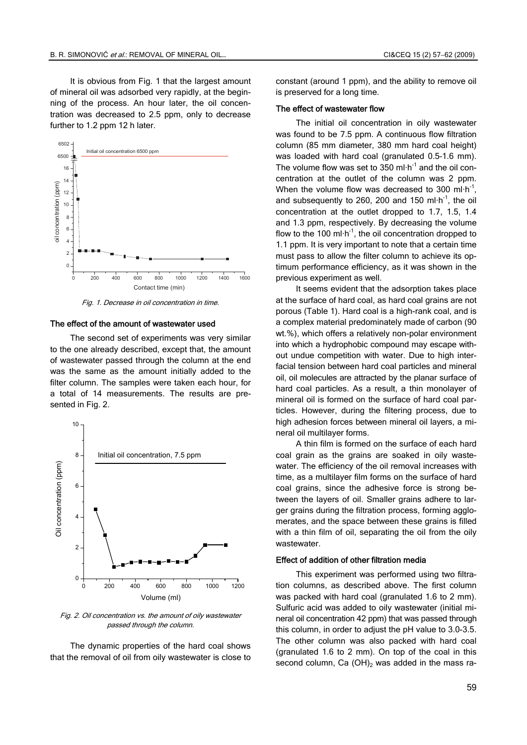It is obvious from Fig. 1 that the largest amount of mineral oil was adsorbed very rapidly, at the beginning of the process. An hour later, the oil concentration was decreased to 2.5 ppm, only to decrease further to 1.2 ppm 12 h later.

*Fig. 1. Decrease in oil concentration in time.*

### The effect of the amount of wastewater used

The second set of experiments was very similar to the one already described, except that, the amount of wastewater passed through the column at the end was the same as the amount initially added to the filter column. The samples were taken each hour, for a total of 14 measurements. The results are presented in Fig. 2.

*Fig. 2. Oil concentration vs. the amount of oily wastewater passed through the column.*

The dynamic properties of the hard coal shows that the removal of oil from oily wastewater is close to constant (around 1 ppm), and the ability to remove oil is preserved for a long time.

### The effect of wastewater flow

The initial oil concentration in oily wastewater was found to be 7.5 ppm. A continuous flow filtration column (85 mm diameter, 380 mm hard coal height) was loaded with hard coal (granulated 0.5-1.6 mm). The volume flow was set to 350 $ml \cdot h^{-1}$ and the oil concentration at the outlet of the column was 2 ppm. When the volume flow was decreased to 300 $ml \cdot h^{-1}$, and subsequently to 260, 200 and 150 $ml \cdot h^{-1}$, the oil concentration at the outlet dropped to 1.7, 1.5, 1.4 and 1.3 ppm, respectively. By decreasing the volume flow to the 100 $ml \cdot h^{-1}$, the oil concentration dropped to 1.1 ppm. It is very important to note that a certain time must pass to allow the filter column to achieve its optimum performance efficiency, as it was shown in the previous experiment as well.

It seems evident that the adsorption takes place at the surface of hard coal, as hard coal grains are not porous (Table 1). Hard coal is a high-rank coal, and is a complex material predominately made of carbon (90 wt.%), which offers a relatively non-polar environment into which a hydrophobic compound may escape without undue competition with water. Due to high interfacial tension between hard coal particles and mineral oil, oil molecules are attracted by the planar surface of hard coal particles. As a result, a thin monolayer of mineral oil is formed on the surface of hard coal particles. However, during the filtering process, due to high adhesion forces between mineral oil layers, a mineral oil multilayer forms.

A thin film is formed on the surface of each hard coal grain as the grains are soaked in oily wastewater. The efficiency of the oil removal increases with time, as a multilayer film forms on the surface of hard coal grains, since the adhesive force is strong between the layers of oil. Smaller grains adhere to larger grains during the filtration process, forming agglomerates, and the space between these grains is filled with a thin film of oil, separating the oil from the oily wastewater.

### Effect of addition of other filtration media

This experiment was performed using two filtration columns, as described above. The first column was packed with hard coal (granulated 1.6 to 2 mm). Sulfuric acid was added to oily wastewater (initial mineral oil concentration 42 ppm) that was passed through this column, in order to adjust the pH value to 3.0-3.5. The other column was also packed with hard coal (granulated 1.6 to 2 mm). On top of the coal in this second column, $Ca(OH)_2$ was added in the mass ra-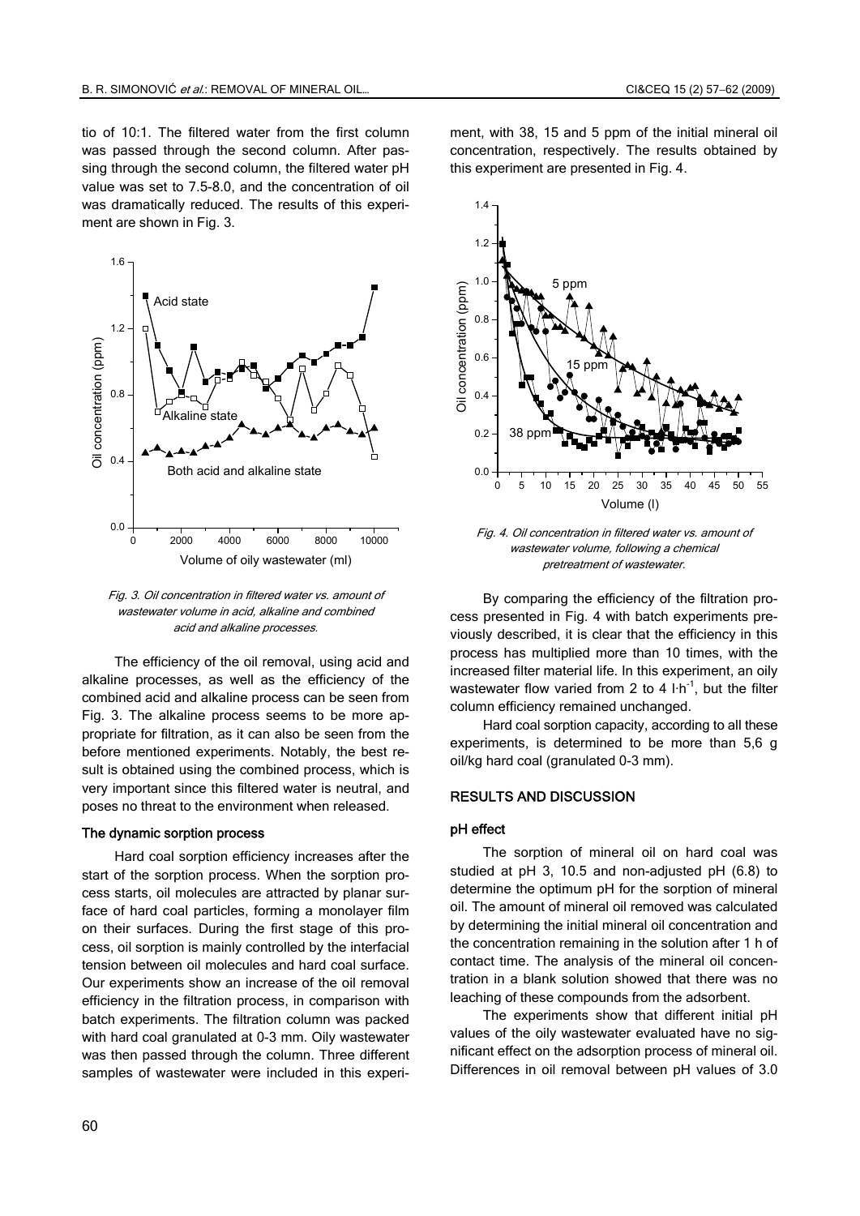tio of 10:1. The filtered water from the first column was passed through the second column. After passing through the second column, the filtered water pH value was set to 7.5-8.0, and the concentration of oil was dramatically reduced. The results of this experiment are shown in Fig. 3.

*Fig. 3. Oil concentration in filtered water vs. amount of wastewater volume in acid, alkaline and combined acid and alkaline processes.*

The efficiency of the oil removal, using acid and alkaline processes, as well as the efficiency of the combined acid and alkaline process can be seen from Fig. 3. The alkaline process seems to be more appropriate for filtration, as it can also be seen from the before mentioned experiments. Notably, the best result is obtained using the combined process, which is very important since this filtered water is neutral, and poses no threat to the environment when released.

### The dynamic sorption process

Hard coal sorption efficiency increases after the start of the sorption process. When the sorption process starts, oil molecules are attracted by planar surface of hard coal particles, forming a monolayer film on their surfaces. During the first stage of this process, oil sorption is mainly controlled by the interfacial tension between oil molecules and hard coal surface. Our experiments show an increase of the oil removal efficiency in the filtration process, in comparison with batch experiments. The filtration column was packed with hard coal granulated at 0-3 mm. Oily wastewater was then passed through the column. Three different samples of wastewater were included in this experiment, with 38, 15 and 5 ppm of the initial mineral oil concentration, respectively. The results obtained by this experiment are presented in Fig. 4.

*Fig. 4. Oil concentration in filtered water vs. amount of wastewater volume, following a chemical pretreatment of wastewater.*

By comparing the efficiency of the filtration process presented in Fig. 4 with batch experiments previously described, it is clear that the efficiency in this process has multiplied more than 10 times, with the increased filter material life. In this experiment, an oily wastewater flow varied from 2 to 4 $l \cdot h^{-1}$, but the filter column efficiency remained unchanged.

Hard coal sorption capacity, according to all these experiments, is determined to be more than 5,6 g oil/kg hard coal (granulated 0-3 mm).

## RESULTS AND DISCUSSION

### pH effect

The sorption of mineral oil on hard coal was studied at pH 3, 10.5 and non-adjusted pH (6.8) to determine the optimum pH for the sorption of mineral oil. The amount of mineral oil removed was calculated by determining the initial mineral oil concentration and the concentration remaining in the solution after 1 h of contact time. The analysis of the mineral oil concentration in a blank solution showed that there was no leaching of these compounds from the adsorbent.

The experiments show that different initial pH values of the oily wastewater evaluated have no significant effect on the adsorption process of mineral oil. Differences in oil removal between pH values of 3.0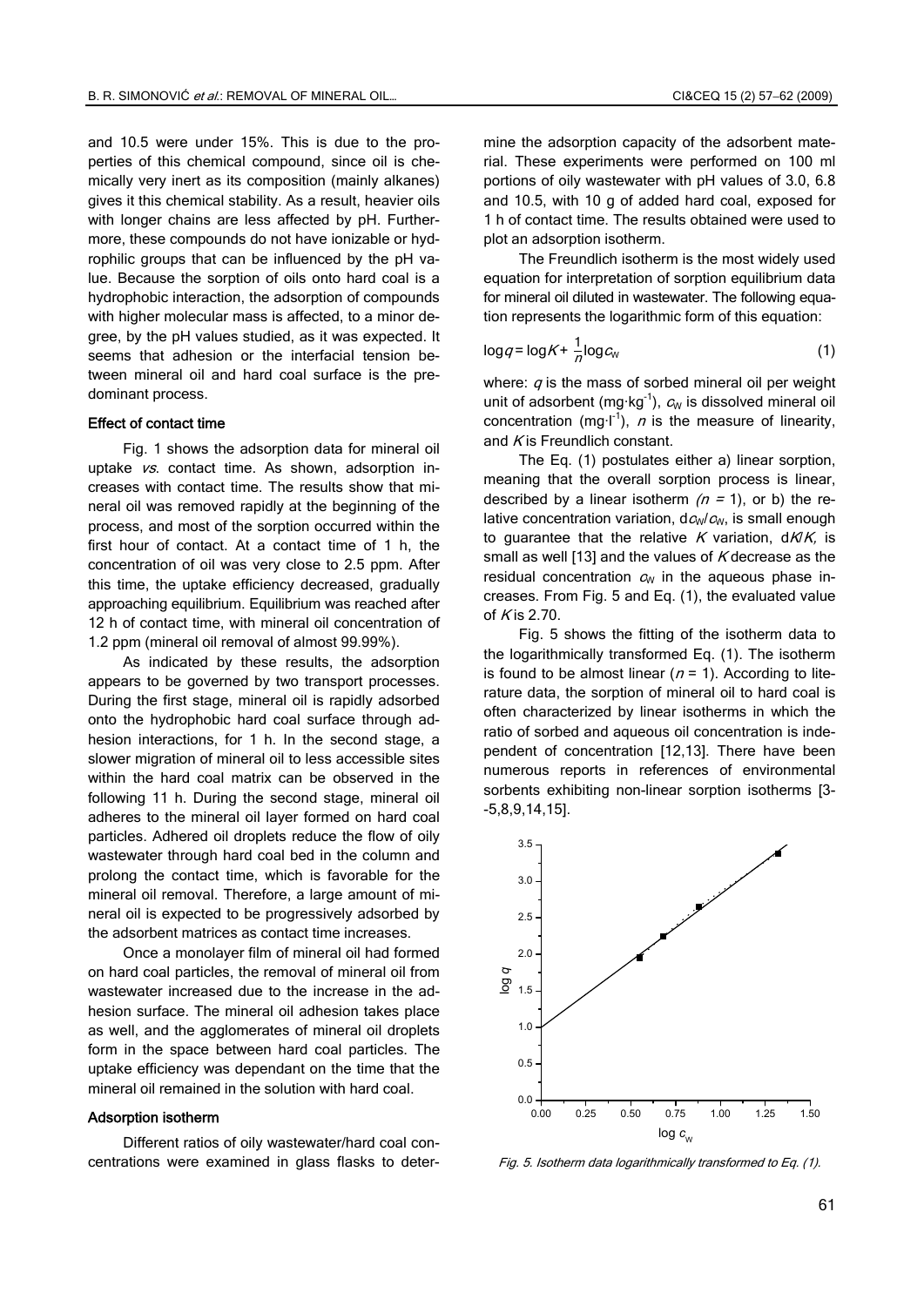and 10.5 were under 15%. This is due to the properties of this chemical compound, since oil is chemically very inert as its composition (mainly alkanes) gives it this chemical stability. As a result, heavier oils with longer chains are less affected by pH. Furthermore, these compounds do not have ionizable or hydrophilic groups that can be influenced by the pH value. Because the sorption of oils onto hard coal is a hydrophobic interaction, the adsorption of compounds with higher molecular mass is affected, to a minor degree, by the pH values studied, as it was expected. It seems that adhesion or the interfacial tension between mineral oil and hard coal surface is the predominant process.

#### Effect of contact time

Fig. 1 shows the adsorption data for mineral oil uptake *vs.* contact time. As shown, adsorption increases with contact time. The results show that mineral oil was removed rapidly at the beginning of the process, and most of the sorption occurred within the first hour of contact. At a contact time of 1 h, the concentration of oil was very close to 2.5 ppm. After this time, the uptake efficiency decreased, gradually approaching equilibrium. Equilibrium was reached after 12 h of contact time, with mineral oil concentration of 1.2 ppm (mineral oil removal of almost 99.99%).

As indicated by these results, the adsorption appears to be governed by two transport processes. During the first stage, mineral oil is rapidly adsorbed onto the hydrophobic hard coal surface through adhesion interactions, for 1 h. In the second stage, a slower migration of mineral oil to less accessible sites within the hard coal matrix can be observed in the following 11 h. During the second stage, mineral oil adheres to the mineral oil layer formed on hard coal particles. Adhered oil droplets reduce the flow of oily wastewater through hard coal bed in the column and prolong the contact time, which is favorable for the mineral oil removal. Therefore, a large amount of mineral oil is expected to be progressively adsorbed by the adsorbent matrices as contact time increases.

Once a monolayer film of mineral oil had formed on hard coal particles, the removal of mineral oil from wastewater increased due to the increase in the adhesion surface. The mineral oil adhesion takes place as well, and the agglomerates of mineral oil droplets form in the space between hard coal particles. The uptake efficiency was dependant on the time that the mineral oil remained in the solution with hard coal.

#### Adsorption isotherm

Different ratios of oily wastewater/hard coal concentrations were examined in glass flasks to determine the adsorption capacity of the adsorbent material. These experiments were performed on 100 ml portions of oily wastewater with pH values of 3.0, 6.8 and 10.5, with 10 g of added hard coal, exposed for 1 h of contact time. The results obtained were used to plot an adsorption isotherm.

The Freundlich isotherm is the most widely used equation for interpretation of sorption equilibrium data for mineral oil diluted in wastewater. The following equation represents the logarithmic form of this equation:

$$\log q = \log K + \frac{1}{n}\log c_{\mathrm{W}} \tag{1}$$

where: $q$ is the mass of sorbed mineral oil per weight unit of adsorbent ($\mathrm{mg \cdot kg^{-1}}$), $c_{\mathrm{W}}$ is dissolved mineral oil concentration ($\mathrm{mg \cdot l^{-1}}$), $n$ is the measure of linearity, and $K$ is Freundlich constant.

The Eq. (1) postulates either a) linear sorption, meaning that the overall sorption process is linear, described by a linear isotherm ($n = 1$), or b) the relative concentration variation, $\mathrm{d}c_{\mathrm{W}}/c_{\mathrm{W}}$, is small enough to guarantee that the relative $K$ variation, $\mathrm{d}K/K$, is small as well [13] and the values of $K$ decrease as the residual concentration $c_{\mathrm{W}}$ in the aqueous phase increases. From Fig. 5 and Eq. (1), the evaluated value of $K$ is 2.70.

Fig. 5 shows the fitting of the isotherm data to the logarithmically transformed Eq. (1). The isotherm is found to be almost linear ($n = 1$). According to literature data, the sorption of mineral oil to hard coal is often characterized by linear isotherms in which the ratio of sorbed and aqueous oil concentration is independent of concentration [12,13]. There have been numerous reports in references of environmental sorbents exhibiting non-linear sorption isotherms [3-5,8,9,14,15].

*Fig. 5. Isotherm data logarithmically transformed to Eq. (1).*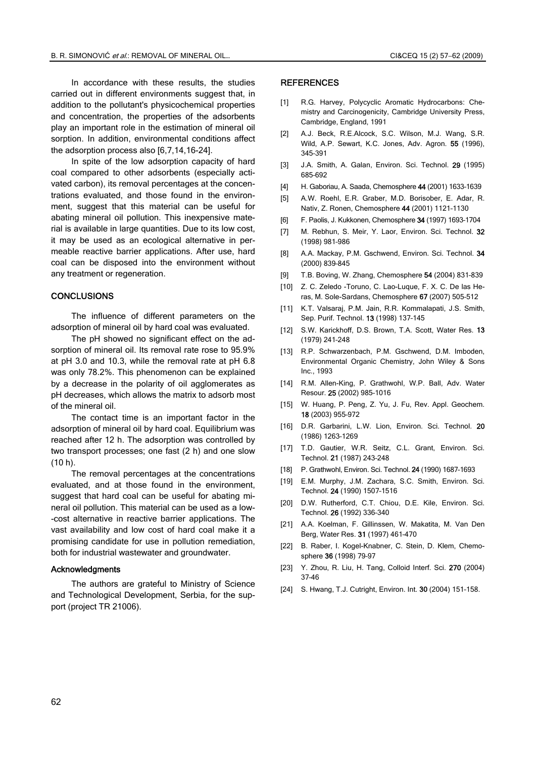In accordance with these results, the studies carried out in different environments suggest that, in addition to the pollutant's physicochemical properties and concentration, the properties of the adsorbents play an important role in the estimation of mineral oil sorption. In addition, environmental conditions affect the adsorption process also [6,7,14,16-24].

In spite of the low adsorption capacity of hard coal compared to other adsorbents (especially activated carbon), its removal percentages at the concentrations evaluated, and those found in the environment, suggest that this material can be useful for abating mineral oil pollution. This inexpensive material is available in large quantities. Due to its low cost, it may be used as an ecological alternative in permeable reactive barrier applications. After use, hard coal can be disposed into the environment without any treatment or regeneration.

## CONCLUSIONS

The influence of different parameters on the adsorption of mineral oil by hard coal was evaluated.

The pH showed no significant effect on the adsorption of mineral oil. Its removal rate rose to 95.9% at pH 3.0 and 10.3, while the removal rate at pH 6.8 was only 78.2%. This phenomenon can be explained by a decrease in the polarity of oil agglomerates as pH decreases, which allows the matrix to adsorb most of the mineral oil.

The contact time is an important factor in the adsorption of mineral oil by hard coal. Equilibrium was reached after 12 h. The adsorption was controlled by two transport processes; one fast (2 h) and one slow (10 h).

The removal percentages at the concentrations evaluated, and at those found in the environment, suggest that hard coal can be useful for abating mineral oil pollution. This material can be used as a low-cost alternative in reactive barrier applications. The vast availability and low cost of hard coal make it a promising candidate for use in pollution remediation, both for industrial wastewater and groundwater.

### Acknowledgments

The authors are grateful to Ministry of Science and Technological Development, Serbia, for the support (project TR 21006).

## REFERENCES

[1] R.G. Harvey, Polycyclic Aromatic Hydrocarbons: Chemistry and Carcinogenicity, Cambridge University Press, Cambridge, England, 1991

[2] A.J. Beck, R.E.Alcock, S.C. Wilson, M.J. Wang, S.R. Wild, A.P. Sewart, K.C. Jones, Adv. Agron. **55** (1996), 345-391

[3] J.A. Smith, A. Galan, Environ. Sci. Technol. **29** (1995) 685-692

[4] H. Gaboriau, A. Saada, Chemosphere **44** (2001) 1633-1639

[5] A.W. Roehl, E.R. Graber, M.D. Borisober, E. Adar, R. Nativ, Z. Ronen, Chemosphere **44** (2001) 1121-1130

[6] F. Paolis, J. Kukkonen, Chemosphere **34** (1997) 1693-1704

[7] M. Rebhun, S. Meir, Y. Laor, Environ. Sci. Technol. **32** (1998) 981-986

[8] A.A. Mackay, P.M. Gschwend, Environ. Sci. Technol. **34** (2000) 839-845

[9] T.B. Boving, W. Zhang, Chemosphere **54** (2004) 831-839

[10] Z. C. Zeledo -Toruno, C. Lao-Luque, F. X. C. De las Heras, M. Sole-Sardans, Chemosphere **67** (2007) 505-512

[11] K.T. Valsaraj, P.M. Jain, R.R. Kommalapati, J.S. Smith, Sep. Purif. Technol. **13** (1998) 137-145

[12] S.W. Karickhoff, D.S. Brown, T.A. Scott, Water Res. **13** (1979) 241-248

[13] R.P. Schwarzenbach, P.M. Gschwend, D.M. Imboden, Environmental Organic Chemistry, John Wiley & Sons Inc., 1993

[14] R.M. Allen-King, P. Grathwohl, W.P. Ball, Adv. Water Resour. **25** (2002) 985-1016

[15] W. Huang, P. Peng, Z. Yu, J. Fu, Rev. Appl. Geochem. **18** (2003) 955-972

[16] D.R. Garbarini, L.W. Lion, Environ. Sci. Technol. **20** (1986) 1263-1269

[17] T.D. Gautier, W.R. Seitz, C.L. Grant, Environ. Sci. Technol. **21** (1987) 243-248

[18] P. Grathwohl, Environ. Sci. Technol. **24** (1990) 1687-1693

[19] E.M. Murphy, J.M. Zachara, S.C. Smith, Environ. Sci. Technol. **24** (1990) 1507-1516

[20] D.W. Rutherford, C.T. Chiou, D.E. Kile, Environ. Sci. Technol. **26** (1992) 336-340

[21] A.A. Koelman, F. Gillinssen, W. Makatita, M. Van Den Berg, Water Res. **31** (1997) 461-470

[22] B. Raber, I. Kogel-Knabner, C. Stein, D. Klem, Chemosphere **36** (1998) 79-97

[23] Y. Zhou, R. Liu, H. Tang, Colloid Interf. Sci. **270** (2004) 37-46

[24] S. Hwang, T.J. Cutright, Environ. Int. **30** (2004) 151-158.